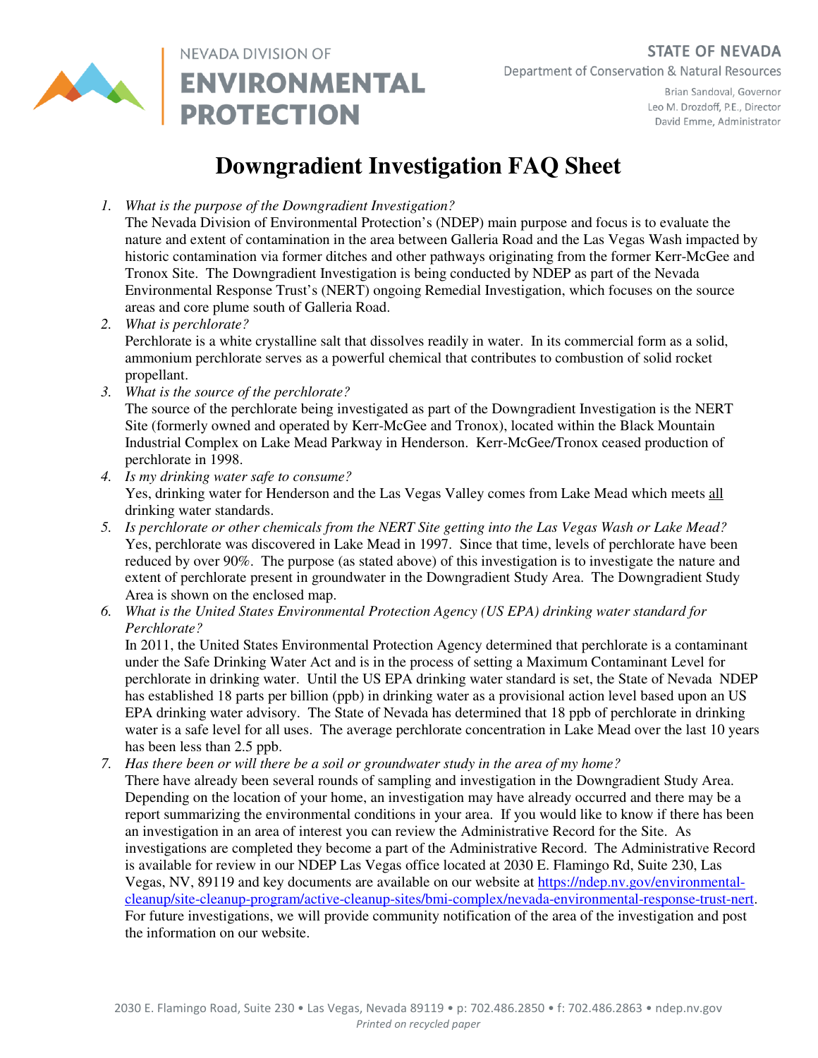NEVADA DIVISION OF **ENVIRONMENTAL PROTECTION**

**STATE OF NEVADA**
Department of Conservation & Natural Resources

Brian Sandoval, Governor
Leo M. Drozdoff, P.E., Director
David Emme, Administrator

# Downgradient Investigation FAQ Sheet

1. *What is the purpose of the Downgradient Investigation?*
   The Nevada Division of Environmental Protection's (NDEP) main purpose and focus is to evaluate the nature and extent of contamination in the area between Galleria Road and the Las Vegas Wash impacted by historic contamination via former ditches and other pathways originating from the former Kerr-McGee and Tronox Site. The Downgradient Investigation is being conducted by NDEP as part of the Nevada Environmental Response Trust's (NERT) ongoing Remedial Investigation, which focuses on the source areas and core plume south of Galleria Road.
2. *What is perchlorate?*
   Perchlorate is a white crystalline salt that dissolves readily in water. In its commercial form as a solid, ammonium perchlorate serves as a powerful chemical that contributes to combustion of solid rocket propellant.
3. *What is the source of the perchlorate?*
   The source of the perchlorate being investigated as part of the Downgradient Investigation is the NERT Site (formerly owned and operated by Kerr-McGee and Tronox), located within the Black Mountain Industrial Complex on Lake Mead Parkway in Henderson. Kerr-McGee/Tronox ceased production of perchlorate in 1998.
4. *Is my drinking water safe to consume?*
   Yes, drinking water for Henderson and the Las Vegas Valley comes from Lake Mead which meets all drinking water standards.
5. *Is perchlorate or other chemicals from the NERT Site getting into the Las Vegas Wash or Lake Mead?*
   Yes, perchlorate was discovered in Lake Mead in 1997. Since that time, levels of perchlorate have been reduced by over 90%. The purpose (as stated above) of this investigation is to investigate the nature and extent of perchlorate present in groundwater in the Downgradient Study Area. The Downgradient Study Area is shown on the enclosed map.
6. *What is the United States Environmental Protection Agency (US EPA) drinking water standard for Perchlorate?*
   In 2011, the United States Environmental Protection Agency determined that perchlorate is a contaminant under the Safe Drinking Water Act and is in the process of setting a Maximum Contaminant Level for perchlorate in drinking water. Until the US EPA drinking water standard is set, the State of Nevada NDEP has established 18 parts per billion (ppb) in drinking water as a provisional action level based upon an US EPA drinking water advisory. The State of Nevada has determined that 18 ppb of perchlorate in drinking water is a safe level for all uses. The average perchlorate concentration in Lake Mead over the last 10 years has been less than 2.5 ppb.
7. *Has there been or will there be a soil or groundwater study in the area of my home?*
   There have already been several rounds of sampling and investigation in the Downgradient Study Area. Depending on the location of your home, an investigation may have already occurred and there may be a report summarizing the environmental conditions in your area. If you would like to know if there has been an investigation in an area of interest you can review the Administrative Record for the Site. As investigations are completed they become a part of the Administrative Record. The Administrative Record is available for review in our NDEP Las Vegas office located at 2030 E. Flamingo Rd, Suite 230, Las Vegas, NV, 89119 and key documents are available on our website at https://ndep.nv.gov/environmental-cleanup/site-cleanup-program/active-cleanup-sites/bmi-complex/nevada-environmental-response-trust-nert. For future investigations, we will provide community notification of the area of the investigation and post the information on our website.

2030 E. Flamingo Road, Suite 230 • Las Vegas, Nevada 89119 • p: 702.486.2850 • f: 702.486.2863 • ndep.nv.gov
*Printed on recycled paper*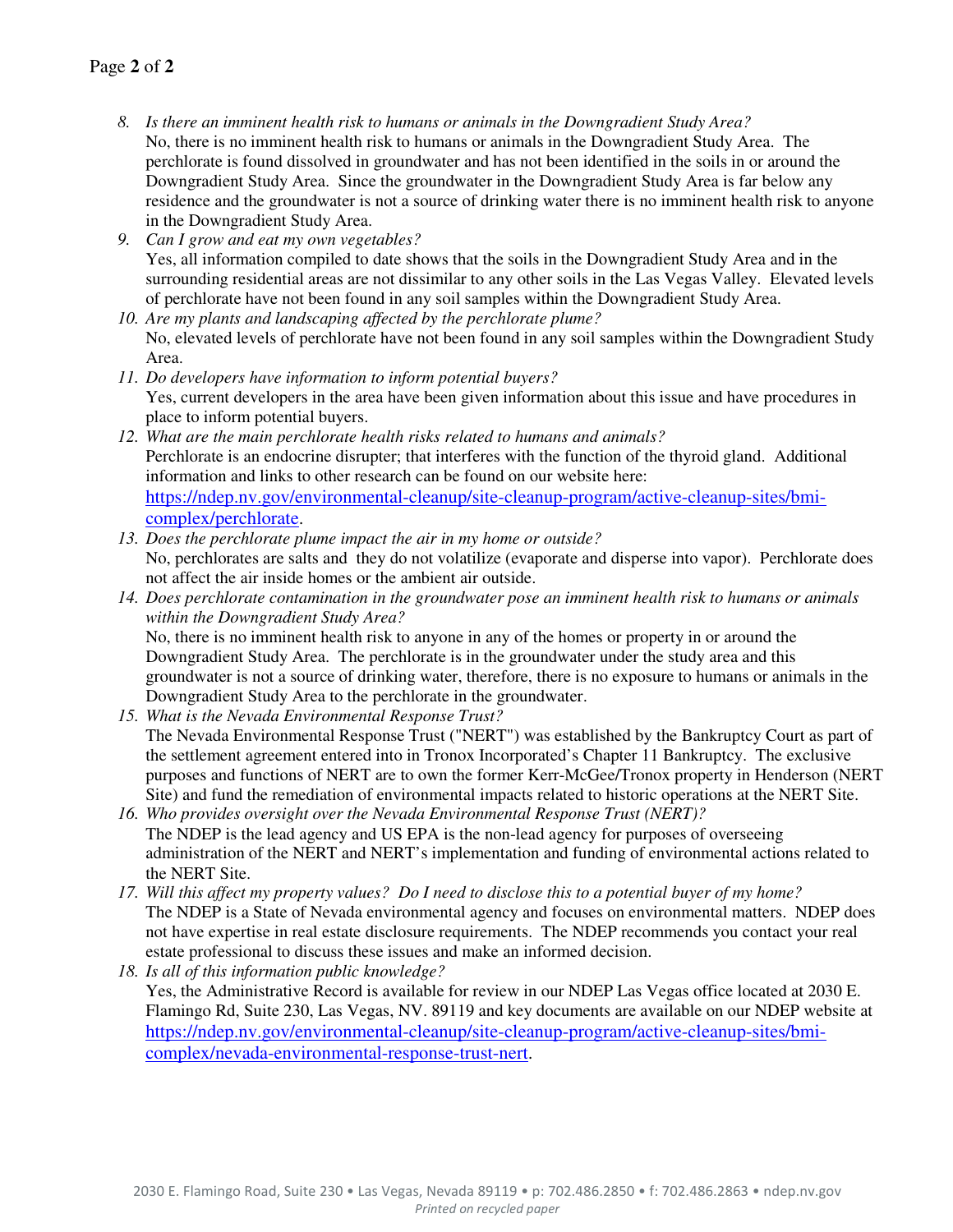8. *Is there an imminent health risk to humans or animals in the Downgradient Study Area?*
   No, there is no imminent health risk to humans or animals in the Downgradient Study Area. The perchlorate is found dissolved in groundwater and has not been identified in the soils in or around the Downgradient Study Area. Since the groundwater in the Downgradient Study Area is far below any residence and the groundwater is not a source of drinking water there is no imminent health risk to anyone in the Downgradient Study Area.
9. *Can I grow and eat my own vegetables?*
   Yes, all information compiled to date shows that the soils in the Downgradient Study Area and in the surrounding residential areas are not dissimilar to any other soils in the Las Vegas Valley. Elevated levels of perchlorate have not been found in any soil samples within the Downgradient Study Area.
10. *Are my plants and landscaping affected by the perchlorate plume?*
    No, elevated levels of perchlorate have not been found in any soil samples within the Downgradient Study Area.
11. *Do developers have information to inform potential buyers?*
    Yes, current developers in the area have been given information about this issue and have procedures in place to inform potential buyers.
12. *What are the main perchlorate health risks related to humans and animals?*
    Perchlorate is an endocrine disrupter; that interferes with the function of the thyroid gland. Additional information and links to other research can be found on our website here: [https://ndep.nv.gov/environmental-cleanup/site-cleanup-program/active-cleanup-sites/bmi-complex/perchlorate](https://ndep.nv.gov/environmental-cleanup/site-cleanup-program/active-cleanup-sites/bmi-complex/perchlorate).
13. *Does the perchlorate plume impact the air in my home or outside?*
    No, perchlorates are salts and they do not volatilize (evaporate and disperse into vapor). Perchlorate does not affect the air inside homes or the ambient air outside.
14. *Does perchlorate contamination in the groundwater pose an imminent health risk to humans or animals within the Downgradient Study Area?*
    No, there is no imminent health risk to anyone in any of the homes or property in or around the Downgradient Study Area. The perchlorate is in the groundwater under the study area and this groundwater is not a source of drinking water, therefore, there is no exposure to humans or animals in the Downgradient Study Area to the perchlorate in the groundwater.
15. *What is the Nevada Environmental Response Trust?*
    The Nevada Environmental Response Trust ("NERT") was established by the Bankruptcy Court as part of the settlement agreement entered into in Tronox Incorporated's Chapter 11 Bankruptcy. The exclusive purposes and functions of NERT are to own the former Kerr-McGee/Tronox property in Henderson (NERT Site) and fund the remediation of environmental impacts related to historic operations at the NERT Site.
16. *Who provides oversight over the Nevada Environmental Response Trust (NERT)?*
    The NDEP is the lead agency and US EPA is the non-lead agency for purposes of overseeing administration of the NERT and NERT's implementation and funding of environmental actions related to the NERT Site.
17. *Will this affect my property values? Do I need to disclose this to a potential buyer of my home?*
    The NDEP is a State of Nevada environmental agency and focuses on environmental matters. NDEP does not have expertise in real estate disclosure requirements. The NDEP recommends you contact your real estate professional to discuss these issues and make an informed decision.
18. *Is all of this information public knowledge?*
    Yes, the Administrative Record is available for review in our NDEP Las Vegas office located at 2030 E. Flamingo Rd, Suite 230, Las Vegas, NV. 89119 and key documents are available on our NDEP website at [https://ndep.nv.gov/environmental-cleanup/site-cleanup-program/active-cleanup-sites/bmi-complex/nevada-environmental-response-trust-nert](https://ndep.nv.gov/environmental-cleanup/site-cleanup-program/active-cleanup-sites/bmi-complex/nevada-environmental-response-trust-nert).